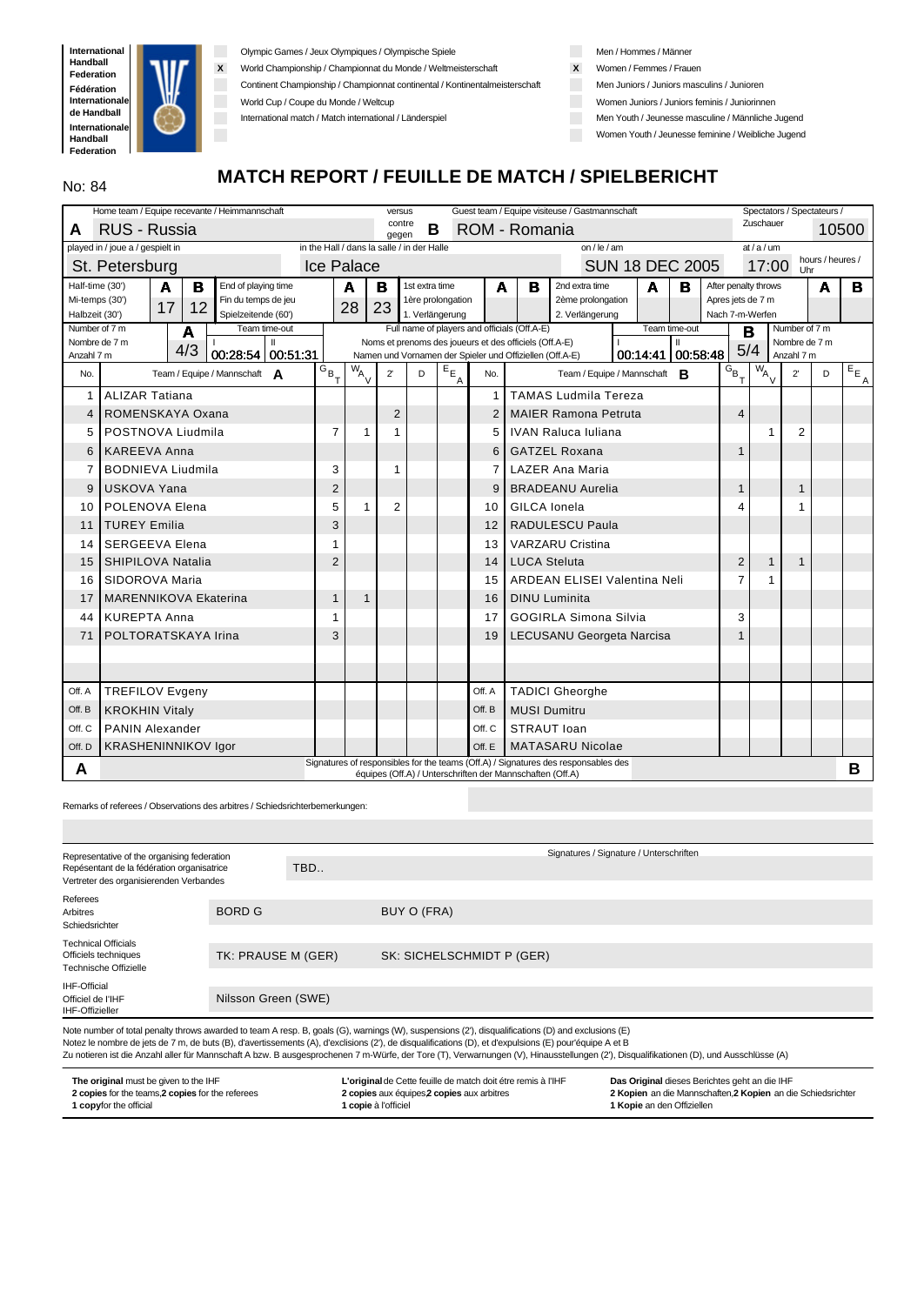International Handball Federation / Fédération Internationale de Handball / Internationale Handball Federation

- [ ] Olympic Games / Jeux Olympiques / Olympische Spiele
- [x] World Championship / Championnat du Monde / Weltmeisterschaft
- [ ] Continent Championship / Championnat continental / Kontinentalmeisterschaft
- [ ] World Cup / Coupe du Monde / Weltcup
- [ ] International match / Match international / Länderspiel

- [ ] Men / Hommes / Männer
- [x] Women / Femmes / Frauen
- [ ] Men Juniors / Juniors masculins / Junioren
- [ ] Women Juniors / Juniors feminis / Juniorinnen
- [ ] Men Youth / Jeunesse masculine / Männliche Jugend
- [ ] Women Youth / Jeunesse feminine / Weibliche Jugend

No: 84

# MATCH REPORT / FEUILLE DE MATCH / SPIELBERICHT

| Home team / Equipe recevante / Heimmannschaft | versus / contre / gegen | Guest team / Equipe visiteuse / Gastmannschaft | Spectators / Spectateurs / Zuschauer |
|---|---|---|---|
| A RUS - Russia | | B ROM - Romania | 10500 |

| played in / joue a / gespielt in | in the Hall / dans la salle / in der Halle | on / le / am | at / a / um (hours / heures / Uhr) |
|---|---|---|---|
| St. Petersburg | Ice Palace | SUN 18 DEC 2005 | 17:00 |

| | A | B |
|---|---|---|
| Half-time (30') / Mi-temps (30') / Halbzeit (30') | 17 | 12 |
| End of playing time / Fin du temps de jeu / Spielzeitende (60') | 28 | 23 |
| 1st extra time / 1ère prolongation / 1. Verlängerung | | |
| 2nd extra time / 2ème prolongation / 2. Verlängerung | | |
| After penalty throws / Apres jets de 7 m / Nach 7-m-Werfen | | |

| | A | B |
|---|---|---|
| Number of 7 m / Nombre de 7 m / Anzahl 7 m | 4/3 | 5/4 |
| Team time-out I | 00:28:54 | 00:14:41 |
| Team time-out II | 00:51:31 | 00:58:48 |

Full name of players and officials (Off.A-E) / Noms et prenoms des joueurs et des officiels (Off.A-E) / Namen und Vornamen der Spieler und Offiziellen (Off.A-E)

| No. | Team / Equipe / Mannschaft A | G/B/T | W/A/V | 2' | D | E/E/A | No. | Team / Equipe / Mannschaft B | G/B/T | W/A/V | 2' | D | E/E/A |
|---|---|---|---|---|---|---|---|---|---|---|---|---|---|
| 1 | ALIZAR Tatiana | | | | | | 1 | TAMAS Ludmila Tereza | | | | | |
| 4 | ROMENSKAYA Oxana | | | 2 | | | 2 | MAIER Ramona Petruta | 4 | | | | |
| 5 | POSTNOVA Liudmila | 7 | 1 | 1 | | | 5 | IVAN Raluca Iuliana | | 1 | 2 | | |
| 6 | KAREEVA Anna | | | | | | 6 | GATZEL Roxana | 1 | | | | |
| 7 | BODNIEVA Liudmila | 3 | | 1 | | | 7 | LAZER Ana Maria | | | | | |
| 9 | USKOVA Yana | 2 | | | | | 9 | BRADEANU Aurelia | 1 | | 1 | | |
| 10 | POLENOVA Elena | 5 | 1 | 2 | | | 10 | GILCA Ionela | 4 | | 1 | | |
| 11 | TUREY Emilia | 3 | | | | | 12 | RADULESCU Paula | | | | | |
| 14 | SERGEEVA Elena | 1 | | | | | 13 | VARZARU Cristina | | | | | |
| 15 | SHIPILOVA Natalia | 2 | | | | | 14 | LUCA Steluta | 2 | 1 | 1 | | |
| 16 | SIDOROVA Maria | | | | | | 15 | ARDEAN ELISEI Valentina Neli | 7 | 1 | | | |
| 17 | MARENNIKOVA Ekaterina | 1 | 1 | | | | 16 | DINU Luminita | | | | | |
| 44 | KUREPTA Anna | 1 | | | | | 17 | GOGIRLA Simona Silvia | 3 | | | | |
| 71 | POLTORATSKAYA Irina | 3 | | | | | 19 | LECUSANU Georgeta Narcisa | 1 | | | | |
| | | | | | | | | | | | | | |
| | | | | | | | | | | | | | |
| Off. A | TREFILOV Evgeny | | | | | | Off. A | TADICI Gheorghe | | | | | |
| Off. B | KROKHIN Vitaly | | | | | | Off. B | MUSI Dumitru | | | | | |
| Off. C | PANIN Alexander | | | | | | Off. C | STRAUT Ioan | | | | | |
| Off. D | KRASHENINNIKOV Igor | | | | | | Off. E | MATASARU Nicolae | | | | | |

A — Signatures of responsibles for the teams (Off.A) / Signatures des responsables des équipes (Off.A) / Unterschriften der Mannschaften (Off.A) — B

Remarks of referees / Observations des arbitres / Schiedsrichterbemerkungen:

Signatures / Signature / Unterschriften

| | | |
|---|---|---|
| Representative of the organising federation / Repésentant de la fédération organisatrice / Vertreter des organisierenden Verbandes | TBD.. | |
| Referees / Arbitres / Schiedsrichter | BORD G | BUY O (FRA) |
| Technical Officials / Officiels techniques / Technische Offizielle | TK: PRAUSE M (GER) | SK: SICHELSCHMIDT P (GER) |
| IHF-Official / Officiel de l'IHF / IHF-Offizieller | Nilsson Green (SWE) | |

Note number of total penalty throws awarded to team A resp. B, goals (G), warnings (W), suspensions (2'), disqualifications (D) and exclusions (E)
Notez le nombre de jets de 7 m, de buts (B), d'avertissements (A), d'exclisions (2'), de disqualifications (D), et d'expulsions (E) pour'équipe A et B
Zu notieren ist die Anzahl aller für Mannschaft A bzw. B ausgesprochenen 7 m-Würfe, der Tore (T), Verwarnungen (V), Hinausstellungen (2'), Disqualifikationen (D), und Ausschlüsse (A)

**The original** must be given to the IHF
**2 copies** for the teams,**2 copies** for the referees
**1 copy**for the official

**L'original** de Cette feuille de match doit être remis à l'IHF
**2 copies** aux équipes**2 copies** aux arbitres
**1 copie** à l'officiel

**Das Original** dieses Berichtes geht an die IHF
**2 Kopien** an die Mannschaften,**2 Kopien** an die Schiedsrichter
**1 Kopie** an den Offiziellen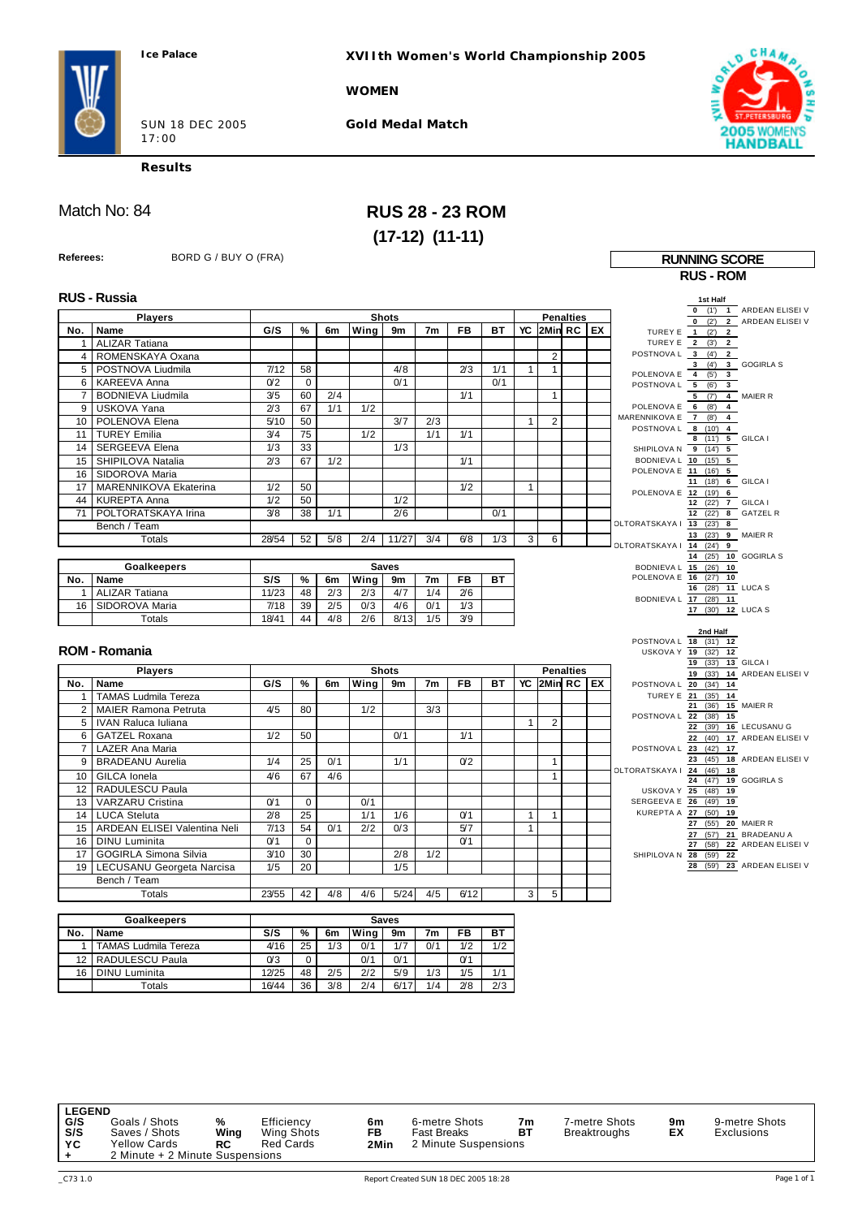**Ice Palace**

**XVIIth Women's World Championship 2005**

**WOMEN**

SUN 18 DEC 2005
17:00

**Gold Medal Match**

**Results**

Match No: 84

# RUS 28 - 23 ROM
## (17-12) (11-11)

**Referees:** BORD G / BUY O (FRA)

## RUS - Russia

| No. | Name | G/S | % | 6m | Wing | 9m | 7m | FB | BT | YC | 2Min | RC | EX |
|---|---|---|---|---|---|---|---|---|---|---|---|---|---|
| 1 | ALIZAR Tatiana | | | | | | | | | | | | |
| 4 | ROMENSKAYA Oxana | | | | | | | | | | 2 | | |
| 5 | POSTNOVA Liudmila | 7/12 | 58 | | | 4/8 | | 2/3 | 1/1 | 1 | 1 | | |
| 6 | KAREEVA Anna | 0/2 | 0 | | | 0/1 | | | 0/1 | | | | |
| 7 | BODNIEVA Liudmila | 3/5 | 60 | 2/4 | | | | 1/1 | | | 1 | | |
| 9 | USKOVA Yana | 2/3 | 67 | 1/1 | 1/2 | | | | | | | | |
| 10 | POLENOVA Elena | 5/10 | 50 | | | 3/7 | 2/3 | | | 1 | 2 | | |
| 11 | TUREY Emilia | 3/4 | 75 | | 1/2 | | 1/1 | 1/1 | | | | | |
| 14 | SERGEEVA Elena | 1/3 | 33 | | | 1/3 | | | | | | | |
| 15 | SHIPILOVA Natalia | 2/3 | 67 | 1/2 | | | | 1/1 | | | | | |
| 16 | SIDOROVA Maria | | | | | | | | | | | | |
| 17 | MARENNIKOVA Ekaterina | 1/2 | 50 | | | | | 1/2 | | 1 | | | |
| 44 | KUREPTA Anna | 1/2 | 50 | | | 1/2 | | | | | | | |
| 71 | POLTORATSKAYA Irina | 3/8 | 38 | 1/1 | | 2/6 | | | 0/1 | | | | |
| | Bench / Team | | | | | | | | | | | | |
| | Totals | 28/54 | 52 | 5/8 | 2/4 | 11/27 | 3/4 | 6/8 | 1/3 | 3 | 6 | | |

| No. | Goalkeepers | S/S | % | 6m | Wing | 9m | 7m | FB | BT |
|---|---|---|---|---|---|---|---|---|---|
| 1 | ALIZAR Tatiana | 11/23 | 48 | 2/3 | 2/3 | 4/7 | 1/4 | 2/6 | |
| 16 | SIDOROVA Maria | 7/18 | 39 | 2/5 | 0/3 | 4/6 | 0/1 | 1/3 | |
| | Totals | 18/41 | 44 | 4/8 | 2/6 | 8/13 | 1/5 | 3/9 | |

## ROM - Romania

| No. | Name | G/S | % | 6m | Wing | 9m | 7m | FB | BT | YC | 2Min | RC | EX |
|---|---|---|---|---|---|---|---|---|---|---|---|---|---|
| 1 | TAMAS Ludmila Tereza | | | | | | | | | | | | |
| 2 | MAIER Ramona Petruta | 4/5 | 80 | | 1/2 | | 3/3 | | | | | | |
| 5 | IVAN Raluca Iuliana | | | | | | | | | 1 | 2 | | |
| 6 | GATZEL Roxana | 1/2 | 50 | | | 0/1 | | 1/1 | | | | | |
| 7 | LAZER Ana Maria | | | | | | | | | | | | |
| 9 | BRADEANU Aurelia | 1/4 | 25 | 0/1 | | 1/1 | | 0/2 | | | 1 | | |
| 10 | GILCA Ionela | 4/6 | 67 | 4/6 | | | | | | | 1 | | |
| 12 | RADULESCU Paula | | | | | | | | | | | | |
| 13 | VARZARU Cristina | 0/1 | 0 | | 0/1 | | | | | | | | |
| 14 | LUCA Steluta | 2/8 | 25 | | 1/1 | 1/6 | | 0/1 | | 1 | 1 | | |
| 15 | ARDEAN ELISEI Valentina Neli | 7/13 | 54 | 0/1 | 2/2 | 0/3 | | 5/7 | | 1 | | | |
| 16 | DINU Luminita | 0/1 | 0 | | | | | 0/1 | | | | | |
| 17 | GOGIRLA Simona Silvia | 3/10 | 30 | | | 2/8 | 1/2 | | | | | | |
| 19 | LECUSANU Georgeta Narcisa | 1/5 | 20 | | | 1/5 | | | | | | | |
| | Bench / Team | | | | | | | | | | | | |
| | Totals | 23/55 | 42 | 4/8 | 4/6 | 5/24 | 4/5 | 6/12 | | 3 | 5 | | |

| No. | Goalkeepers | S/S | % | 6m | Wing | 9m | 7m | FB | BT |
|---|---|---|---|---|---|---|---|---|---|
| 1 | TAMAS Ludmila Tereza | 4/16 | 25 | 1/3 | 0/1 | 1/7 | 0/1 | 1/2 | 1/2 |
| 12 | RADULESCU Paula | 0/3 | 0 | | 0/1 | 0/1 | | 0/1 | |
| 16 | DINU Luminita | 12/25 | 48 | 2/5 | 2/2 | 5/9 | 1/3 | 1/5 | 1/1 |
| | Totals | 16/44 | 36 | 3/8 | 2/4 | 6/17 | 1/4 | 2/8 | 2/3 |

## RUNNING SCORE
### RUS - ROM

**1st Half**

| RUS | Score | Time | ROM |
|---|---|---|---|
| | 0 - 1 | (1') | ARDEAN ELISEI V |
| | 0 - 2 | (2') | ARDEAN ELISEI V |
| TUREY E | 1 - 2 | (2') | |
| TUREY E | 2 - 2 | (3') | |
| POSTNOVA L | 3 - 2 | (4') | |
| | 3 - 3 | (4') | GOGIRLA S |
| POLENOVA E | 4 - 3 | (5') | |
| POSTNOVA L | 5 - 3 | (6') | |
| | 5 - 4 | (7') | MAIER R |
| POLENOVA E | 6 - 4 | (8') | |
| MARENNIKOVA E | 7 - 4 | (8') | |
| POSTNOVA L | 8 - 4 | (10') | |
| | 8 - 5 | (11') | GILCA I |
| SHIPILOVA N | 9 - 5 | (14') | |
| BODNIEVA L | 10 - 5 | (15') | |
| POLENOVA E | 11 - 5 | (16') | |
| | 11 - 6 | (18') | GILCA I |
| POLENOVA E | 12 - 6 | (19') | |
| | 12 - 7 | (22') | GILCA I |
| | 12 - 8 | (22') | GATZEL R |
| POLTORATSKAYA I | 13 - 8 | (23') | |
| | 13 - 9 | (23') | MAIER R |
| POLTORATSKAYA I | 14 - 9 | (24') | |
| | 14 - 10 | (25') | GOGIRLA S |
| BODNIEVA L | 15 - 10 | (26') | |
| POLENOVA E | 16 - 10 | (27') | |
| | 16 - 11 | (28') | LUCA S |
| BODNIEVA L | 17 - 11 | (28') | |
| | 17 - 12 | (30') | LUCA S |

**2nd Half**

| RUS | Score | Time | ROM |
|---|---|---|---|
| POSTNOVA L | 18 - 12 | (31') | |
| USKOVA Y | 19 - 12 | (32') | |
| | 19 - 13 | (33') | GILCA I |
| | 19 - 14 | (33') | ARDEAN ELISEI V |
| POSTNOVA L | 20 - 14 | (34') | |
| TUREY E | 21 - 14 | (35') | |
| | 21 - 15 | (36') | MAIER R |
| POSTNOVA L | 22 - 15 | (38') | |
| | 22 - 16 | (39') | LECUSANU G |
| | 22 - 17 | (40') | ARDEAN ELISEI V |
| POSTNOVA L | 23 - 17 | (42') | |
| | 23 - 18 | (45') | ARDEAN ELISEI V |
| POLTORATSKAYA I | 24 - 18 | (46') | |
| | 24 - 19 | (47') | GOGIRLA S |
| USKOVA Y | 25 - 19 | (48') | |
| SERGEEVA E | 26 - 19 | (49') | |
| KUREPTA A | 27 - 19 | (50') | |
| | 27 - 20 | (55') | MAIER R |
| | 27 - 21 | (57') | BRADEANU A |
| | 27 - 22 | (58') | ARDEAN ELISEI V |
| SHIPILOVA N | 28 - 22 | (59') | |
| | 28 - 23 | (59') | ARDEAN ELISEI V |

**LEGEND**

| | | | | | | | | | |
|---|---|---|---|---|---|---|---|---|---|
| G/S | Goals / Shots | % | Efficiency | 6m | 6-metre Shots | 7m | 7-metre Shots | 9m | 9-metre Shots |
| S/S | Saves / Shots | Wing | Wing Shots | FB | Fast Breaks | BT | Breaktroughs | EX | Exclusions |
| YC | Yellow Cards | RC | Red Cards | 2Min | 2 Minute Suspensions | | | | |
| + | 2 Minute + 2 Minute Suspensions | | | | | | | | |

_C73 1.0 Report Created SUN 18 DEC 2005 18:28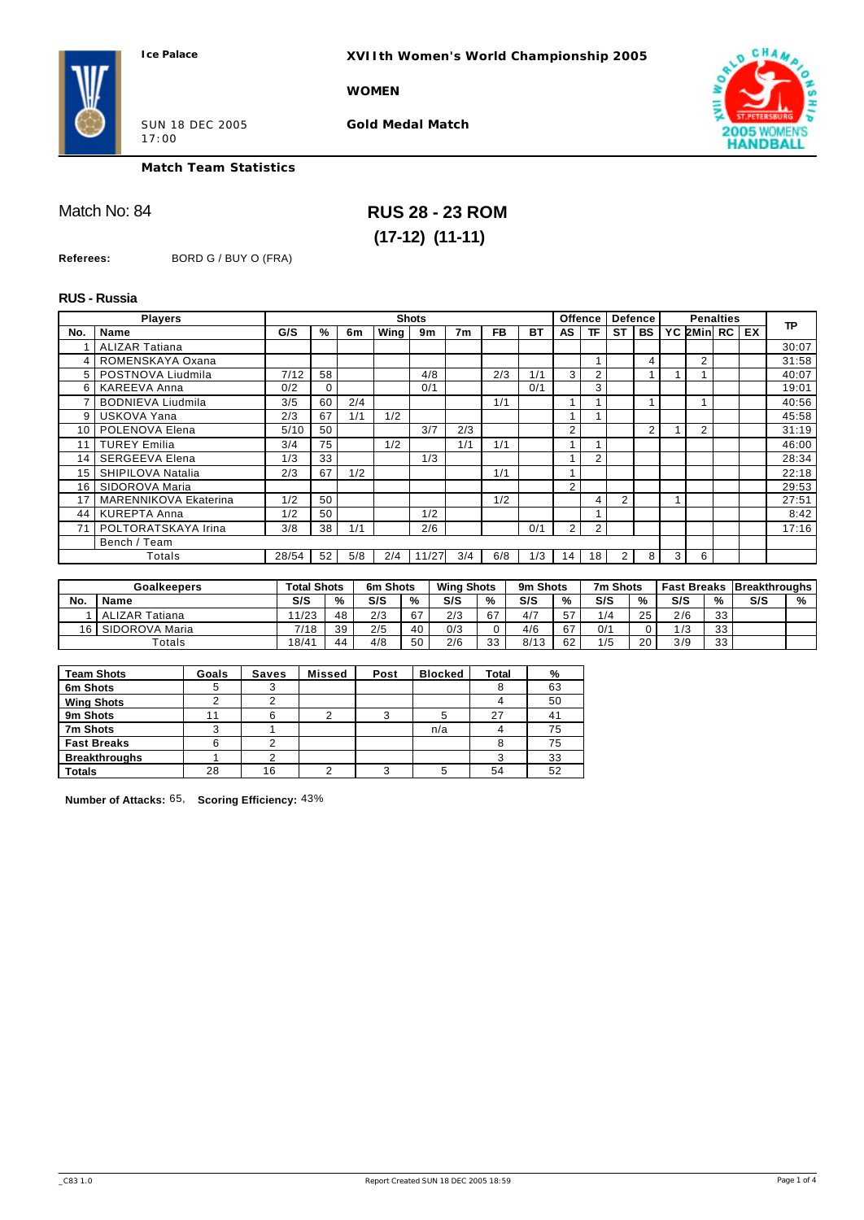Ice Palace

SUN 18 DEC 2005
17:00

**XVIIth Women's World Championship 2005**

**WOMEN**

**Gold Medal Match**

**Match Team Statistics**

## Match No: 84

## RUS 28 - 23 ROM
## (17-12) (11-11)

**Referees:** BORD G / BUY O (FRA)

### RUS - Russia

| Players | | Shots | | | | | | | | Offence | | Defence | | Penalties | | | | TP |
|---|---|---|---|---|---|---|---|---|---|---|---|---|---|---|---|---|---|---|
| No. | Name | G/S | % | 6m | Wing | 9m | 7m | FB | BT | AS | TF | ST | BS | YC | 2Min | RC | EX | |
| 1 | ALIZAR Tatiana | | | | | | | | | | | | | | | | | 30:07 |
| 4 | ROMENSKAYA Oxana | | | | | | | | | | 1 | | 4 | | 2 | | | 31:58 |
| 5 | POSTNOVA Liudmila | 7/12 | 58 | | | 4/8 | | 2/3 | 1/1 | 3 | 2 | | 1 | 1 | 1 | | | 40:07 |
| 6 | KAREEVA Anna | 0/2 | 0 | | | 0/1 | | | 0/1 | | 3 | | | | | | | 19:01 |
| 7 | BODNIEVA Liudmila | 3/5 | 60 | 2/4 | | | | 1/1 | | 1 | 1 | | 1 | | 1 | | | 40:56 |
| 9 | USKOVA Yana | 2/3 | 67 | 1/1 | 1/2 | | | | | 1 | 1 | | | | | | | 45:58 |
| 10 | POLENOVA Elena | 5/10 | 50 | | | 3/7 | 2/3 | | | 2 | | | 2 | 1 | 2 | | | 31:19 |
| 11 | TUREY Emilia | 3/4 | 75 | | 1/2 | | 1/1 | 1/1 | | 1 | 1 | | | | | | | 46:00 |
| 14 | SERGEEVA Elena | 1/3 | 33 | | | 1/3 | | | | 1 | 2 | | | | | | | 28:34 |
| 15 | SHIPILOVA Natalia | 2/3 | 67 | 1/2 | | | | 1/1 | | 1 | | | | | | | | 22:18 |
| 16 | SIDOROVA Maria | | | | | | | | | 2 | | | | | | | | 29:53 |
| 17 | MARENNIKOVA Ekaterina | 1/2 | 50 | | | | | 1/2 | | | 4 | 2 | | 1 | | | | 27:51 |
| 44 | KUREPTA Anna | 1/2 | 50 | | | 1/2 | | | | | 1 | | | | | | | 8:42 |
| 71 | POLTORATSKAYA Irina | 3/8 | 38 | 1/1 | | 2/6 | | | 0/1 | 2 | 2 | | | | | | | 17:16 |
| | Bench / Team | | | | | | | | | | | | | | | | | |
| | Totals | 28/54 | 52 | 5/8 | 2/4 | 11/27 | 3/4 | 6/8 | 1/3 | 14 | 18 | 2 | 8 | 3 | 6 | | | |

| Goalkeepers | | Total Shots | | 6m Shots | | Wing Shots | | 9m Shots | | 7m Shots | | Fast Breaks | | Breakthroughs | |
|---|---|---|---|---|---|---|---|---|---|---|---|---|---|---|---|
| No. | Name | S/S | % | S/S | % | S/S | % | S/S | % | S/S | % | S/S | % | S/S | % |
| 1 | ALIZAR Tatiana | 11/23 | 48 | 2/3 | 67 | 2/3 | 67 | 4/7 | 57 | 1/4 | 25 | 2/6 | 33 | | |
| 16 | SIDOROVA Maria | 7/18 | 39 | 2/5 | 40 | 0/3 | 0 | 4/6 | 67 | 0/1 | 0 | 1/3 | 33 | | |
| | Totals | 18/41 | 44 | 4/8 | 50 | 2/6 | 33 | 8/13 | 62 | 1/5 | 20 | 3/9 | 33 | | |

| Team Shots | Goals | Saves | Missed | Post | Blocked | Total | % |
|---|---|---|---|---|---|---|---|
| 6m Shots | 5 | 3 | | | | 8 | 63 |
| Wing Shots | 2 | 2 | | | | 4 | 50 |
| 9m Shots | 11 | 6 | 2 | 3 | 5 | 27 | 41 |
| 7m Shots | 3 | 1 | | | n/a | 4 | 75 |
| Fast Breaks | 6 | 2 | | | | 8 | 75 |
| Breakthroughs | 1 | 2 | | | | 3 | 33 |
| Totals | 28 | 16 | 2 | 3 | 5 | 54 | 52 |

**Number of Attacks:** 65, **Scoring Efficiency:** 43%

_C83 1.0 Report Created SUN 18 DEC 2005 18:59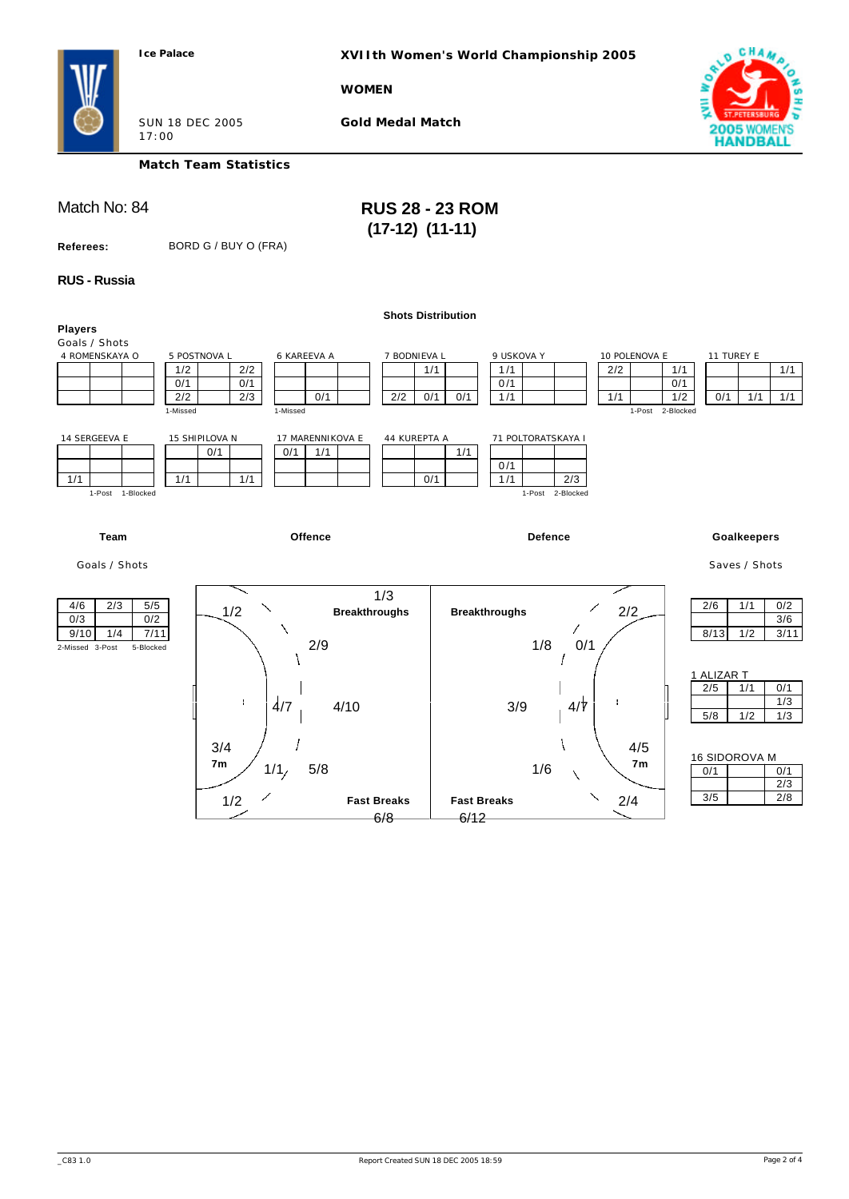**Ice Palace**

**XVIIth Women's World Championship 2005**

**WOMEN**

SUN 18 DEC 2005
17:00

**Gold Medal Match**

**Match Team Statistics**

Match No: 84

## RUS 28 - 23 ROM
**(17-12) (11-11)**

**Referees:** BORD G / BUY O (FRA)

### RUS - Russia

**Shots Distribution**

**Players**

Goals / Shots

4 ROMENSKAYA O

| | | |
|---|---|---|
| | | |
| | | |
| | | |

5 POSTNOVA L

| | | |
|---|---|---|
| 1/2 | | 2/2 |
| 0/1 | | 0/1 |
| 2/2 | | 2/3 |

1-Missed

6 KAREEVA A

| | | |
|---|---|---|
| | | |
| | | |
| | 0/1 | |

1-Missed

7 BODNIEVA L

| | | |
|---|---|---|
| | 1/1 | |
| | | |
| 2/2 | 0/1 | 0/1 |

9 USKOVA Y

| | | |
|---|---|---|
| 1/1 | | |
| 0/1 | | |
| 1/1 | | |

10 POLENOVA E

| | | |
|---|---|---|
| 2/2 | | 1/1 |
| | | 0/1 |
| 1/1 | | 1/2 |

1-Post 2-Blocked

11 TUREY E

| | | |
|---|---|---|
| | | 1/1 |
| | | |
| 0/1 | 1/1 | 1/1 |

14 SERGEEVA E

| | | |
|---|---|---|
| | | |
| | | |
| 1/1 | | |

1-Post 1-Blocked

15 SHIPILOVA N

| | | |
|---|---|---|
| | 0/1 | |
| | | |
| 1/1 | | 1/1 |

17 MARENNIKOVA E

| | | |
|---|---|---|
| 0/1 | 1/1 | |
| | | |
| | | |

44 KUREPTA A

| | | |
|---|---|---|
| | | 1/1 |
| | | |
| | 0/1 | |

71 POLTORATSKAYA I

| | | |
|---|---|---|
| | | |
| 0/1 | | |
| 1/1 | | 2/3 |

1-Post 2-Blocked

**Team**

Goals / Shots

| | | |
|---|---|---|
| 4/6 | 2/3 | 5/5 |
| 0/3 | | 0/2 |
| 9/10 | 1/4 | 7/11 |

2-Missed 3-Post 5-Blocked

**Offence**

- Breakthroughs: 1/3
- Fast Breaks: 6/8
- 7m: 3/4
- Left wing: 1/2 (top), 1/2 (bottom)
- Back zone: 2/9, 4/10, 5/8
- 6m zone: 4/7, 1/1

**Defence**

- Breakthroughs: 2/2
- Fast Breaks: 6/12
- 7m: 4/5
- Wings: 2/2 (top), 2/4 (bottom)
- Back zone: 1/8, 3/9, 1/6
- 6m zone: 0/1, 4/7

**Goalkeepers**

Saves / Shots

| | | |
|---|---|---|
| 2/6 | 1/1 | 0/2 |
| | | 3/6 |
| 8/13 | 1/2 | 3/11 |

1 ALIZAR T

| | | |
|---|---|---|
| 2/5 | 1/1 | 0/1 |
| | | 1/3 |
| 5/8 | 1/2 | 1/3 |

16 SIDOROVA M

| | | |
|---|---|---|
| 0/1 | | 0/1 |
| | | 2/3 |
| 3/5 | | 2/8 |

_C83 1.0 Report Created SUN 18 DEC 2005 18:59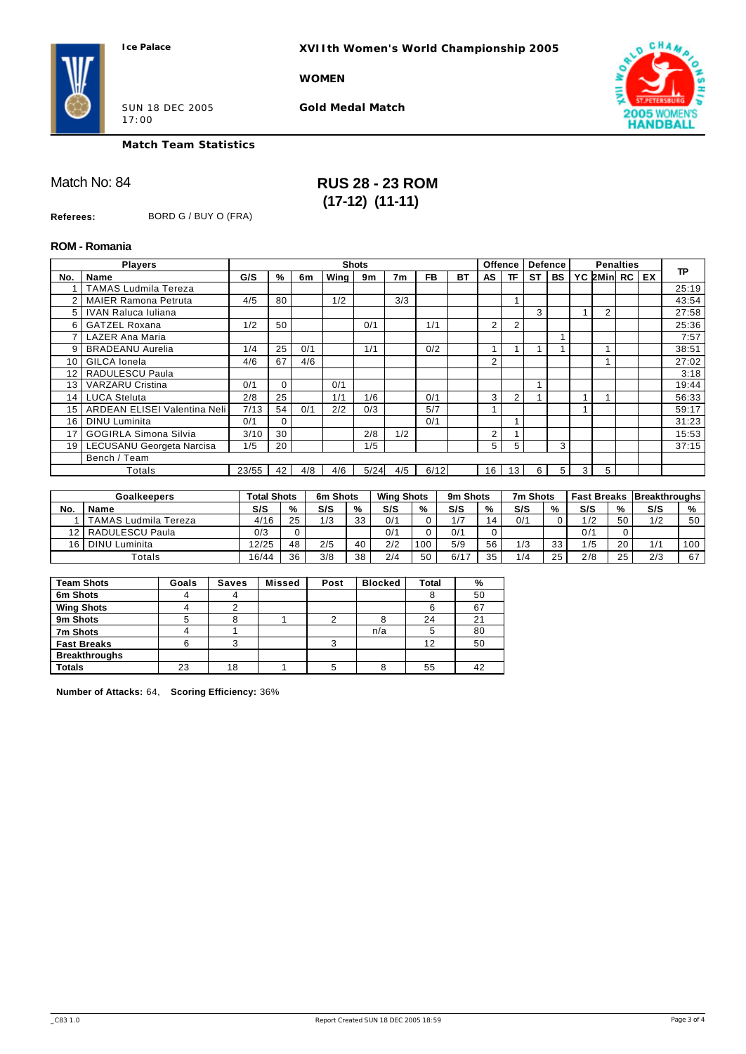Ice Palace

**XVIIth Women's World Championship 2005**

**WOMEN**

SUN 18 DEC 2005
17:00

**Gold Medal Match**

**Match Team Statistics**

Match No: 84

## RUS 28 - 23 ROM
## (17-12) (11-11)

**Referees:** BORD G / BUY O (FRA)

### ROM - Romania

| Players | | Shots | | | | | | | | Offence | | Defence | | Penalties | | | | TP |
|---|---|---|---|---|---|---|---|---|---|---|---|---|---|---|---|---|---|---|
| No. | Name | G/S | % | 6m | Wing | 9m | 7m | FB | BT | AS | TF | ST | BS | YC | 2Min | RC | EX | |
| 1 | TAMAS Ludmila Tereza | | | | | | | | | | | | | | | | | 25:19 |
| 2 | MAIER Ramona Petruta | 4/5 | 80 | | 1/2 | | 3/3 | | | | 1 | | | | | | | 43:54 |
| 5 | IVAN Raluca Iuliana | | | | | | | | | | | 3 | | 1 | 2 | | | 27:58 |
| 6 | GATZEL Roxana | 1/2 | 50 | | | 0/1 | | 1/1 | | 2 | 2 | | | | | | | 25:36 |
| 7 | LAZER Ana Maria | | | | | | | | | | | | 1 | | | | | 7:57 |
| 9 | BRADEANU Aurelia | 1/4 | 25 | 0/1 | | 1/1 | | 0/2 | | 1 | 1 | 1 | 1 | | 1 | | | 38:51 |
| 10 | GILCA Ionela | 4/6 | 67 | 4/6 | | | | | | 2 | | | | | 1 | | | 27:02 |
| 12 | RADULESCU Paula | | | | | | | | | | | | | | | | | 3:18 |
| 13 | VARZARU Cristina | 0/1 | 0 | | 0/1 | | | | | | | 1 | | | | | | 19:44 |
| 14 | LUCA Steluta | 2/8 | 25 | | 1/1 | 1/6 | | 0/1 | | 3 | 2 | 1 | | 1 | 1 | | | 56:33 |
| 15 | ARDEAN ELISEI Valentina Neli | 7/13 | 54 | 0/1 | 2/2 | 0/3 | | 5/7 | | 1 | | | | 1 | | | | 59:17 |
| 16 | DINU Luminita | 0/1 | 0 | | | | | 0/1 | | | 1 | | | | | | | 31:23 |
| 17 | GOGIRLA Simona Silvia | 3/10 | 30 | | | 2/8 | 1/2 | | | 2 | 1 | | | | | | | 15:53 |
| 19 | LECUSANU Georgeta Narcisa | 1/5 | 20 | | | 1/5 | | | | 5 | 5 | | 3 | | | | | 37:15 |
| | Bench / Team | | | | | | | | | | | | | | | | | |
| | Totals | 23/55 | 42 | 4/8 | 4/6 | 5/24 | 4/5 | 6/12 | | 16 | 13 | 6 | 5 | 3 | 5 | | | |

| Goalkeepers | | Total Shots | | 6m Shots | | Wing Shots | | 9m Shots | | 7m Shots | | Fast Breaks | | Breakthroughs | |
|---|---|---|---|---|---|---|---|---|---|---|---|---|---|---|---|
| No. | Name | S/S | % | S/S | % | S/S | % | S/S | % | S/S | % | S/S | % | S/S | % |
| 1 | TAMAS Ludmila Tereza | 4/16 | 25 | 1/3 | 33 | 0/1 | 0 | 1/7 | 14 | 0/1 | 0 | 1/2 | 50 | 1/2 | 50 |
| 12 | RADULESCU Paula | 0/3 | 0 | | | 0/1 | 0 | 0/1 | 0 | | | 0/1 | 0 | | |
| 16 | DINU Luminita | 12/25 | 48 | 2/5 | 40 | 2/2 | 100 | 5/9 | 56 | 1/3 | 33 | 1/5 | 20 | 1/1 | 100 |
| | Totals | 16/44 | 36 | 3/8 | 38 | 2/4 | 50 | 6/17 | 35 | 1/4 | 25 | 2/8 | 25 | 2/3 | 67 |

| Team Shots | Goals | Saves | Missed | Post | Blocked | Total | % |
|---|---|---|---|---|---|---|---|
| 6m Shots | 4 | 4 | | | | 8 | 50 |
| Wing Shots | 4 | 2 | | | | 6 | 67 |
| 9m Shots | 5 | 8 | 1 | 2 | 8 | 24 | 21 |
| 7m Shots | 4 | 1 | | | n/a | 5 | 80 |
| Fast Breaks | 6 | 3 | | 3 | | 12 | 50 |
| Breakthroughs | | | | | | | |
| Totals | 23 | 18 | 1 | 5 | 8 | 55 | 42 |

**Number of Attacks:** 64, **Scoring Efficiency:** 36%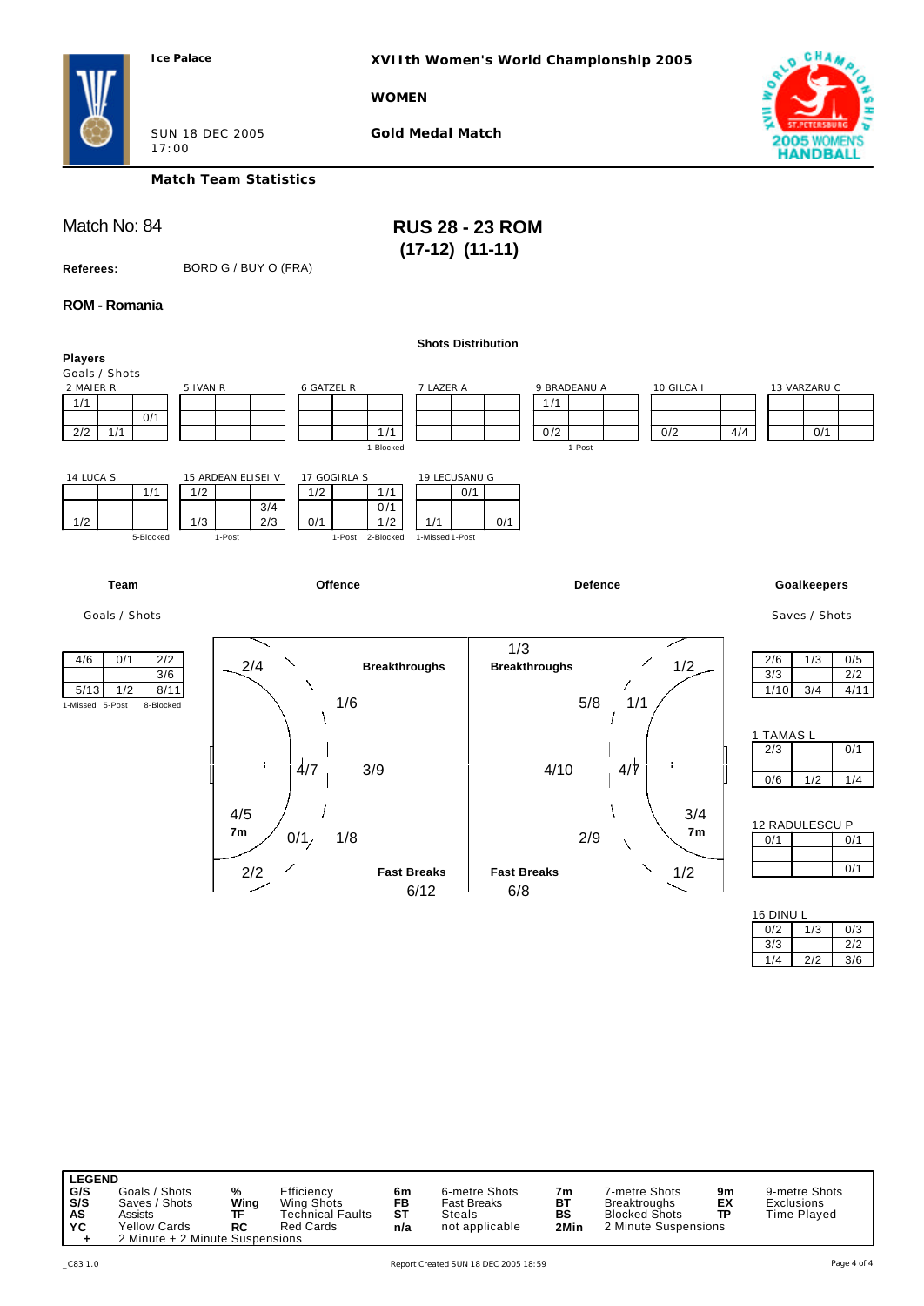**Ice Palace**

**XVIIth Women's World Championship 2005**

**WOMEN**

SUN 18 DEC 2005
17:00

**Gold Medal Match**

**Match Team Statistics**

Match No: 84

## RUS 28 - 23 ROM
**(17-12) (11-11)**

**Referees:** BORD G / BUY O (FRA)

### ROM - Romania

**Shots Distribution**

**Players**
Goals / Shots

2 MAIER R

| | | |
|---|---|---|
| 1/1 | | |
| | | 0/1 |
| 2/2 | 1/1 | |

5 IVAN R

| | | |
|---|---|---|
| | | |
| | | |
| | | |

6 GATZEL R

| | | |
|---|---|---|
| | | |
| | | |
| | | 1/1 |

1-Blocked

7 LAZER A

| | | |
|---|---|---|
| | | |
| | | |
| | | |

9 BRADEANU A

| | | |
|---|---|---|
| 1/1 | | |
| | | |
| 0/2 | | |

1-Post

10 GILCA I

| | | |
|---|---|---|
| | | |
| | | |
| 0/2 | | 4/4 |

13 VARZARU C

| | | |
|---|---|---|
| | | |
| | | |
| | 0/1 | |

14 LUCA S

| | | |
|---|---|---|
| | | 1/1 |
| | | |
| 1/2 | | |

5-Blocked

15 ARDEAN ELISEI V

| | | |
|---|---|---|
| 1/2 | | |
| | | 3/4 |
| 1/3 | | 2/3 |

1-Post

17 GOGIRLA S

| | | |
|---|---|---|
| 1/2 | | 1/1 |
| | | 0/1 |
| 0/1 | | 1/2 |

1-Post 2-Blocked

19 LECUSANU G

| | | |
|---|---|---|
| | 0/1 | |
| | | |
| 1/1 | | 0/1 |

1-Missed 1-Post

**Team**

Goals / Shots

| | | |
|---|---|---|
| 4/6 | 0/1 | 2/2 |
| | | 3/6 |
| 5/13 | 1/2 | 8/11 |

1-Missed 5-Post 8-Blocked

**Offence**

| Zone | Goals / Shots |
|---|---|
| Wing (left top) | 2/4 |
| Breakthroughs | 1/6 |
| 6m | 4/7 |
| 9m | 3/9 |
| 7m | 4/5 |
| 6m (bottom) | 0/1 |
| 9m (bottom) | 1/8 |
| Wing (left bottom) | 2/2 |
| Fast Breaks | 6/12 |

**Defence**

| Zone | Saves / Shots |
|---|---|
| Breakthroughs | 1/3 |
| Wing (right top) | 1/2 |
| 9m | 5/8 |
| 6m | 1/1 |
| 9m (centre) | 4/10 |
| 6m (centre) | 4/7 |
| 7m | 3/4 |
| 9m (bottom) | 2/9 |
| Wing (right bottom) | 1/2 |
| Fast Breaks | 6/8 |

**Goalkeepers**

Saves / Shots

| | | |
|---|---|---|
| 2/6 | 1/3 | 0/5 |
| 3/3 | | 2/2 |
| 1/10 | 3/4 | 4/11 |

1 TAMAS L

| | | |
|---|---|---|
| 2/3 | | 0/1 |
| | | |
| 0/6 | 1/2 | 1/4 |

12 RADULESCU P

| | | |
|---|---|---|
| 0/1 | | 0/1 |
| | | |
| | | 0/1 |

16 DINU L

| | | |
|---|---|---|
| 0/2 | 1/3 | 0/3 |
| 3/3 | | 2/2 |
| 1/4 | 2/2 | 3/6 |

**LEGEND**

| | | | | | | | | | |
|---|---|---|---|---|---|---|---|---|---|
| **G/S** | Goals / Shots | **%** | Efficiency | **6m** | 6-metre Shots | **7m** | 7-metre Shots | **9m** | 9-metre Shots |
| **S/S** | Saves / Shots | **Wing** | Wing Shots | **FB** | Fast Breaks | **BT** | Breakthroughs | **EX** | Exclusions |
| **AS** | Assists | **TF** | Technical Faults | **ST** | Steals | **BS** | Blocked Shots | **TP** | Time Played |
| **YC** | Yellow Cards | **RC** | Red Cards | **n/a** | not applicable | **2Min** | 2 Minute Suspensions | | |
| **+** | 2 Minute + 2 Minute Suspensions | | | | | | | | |

_C83 1.0 Report Created SUN 18 DEC 2005 18:59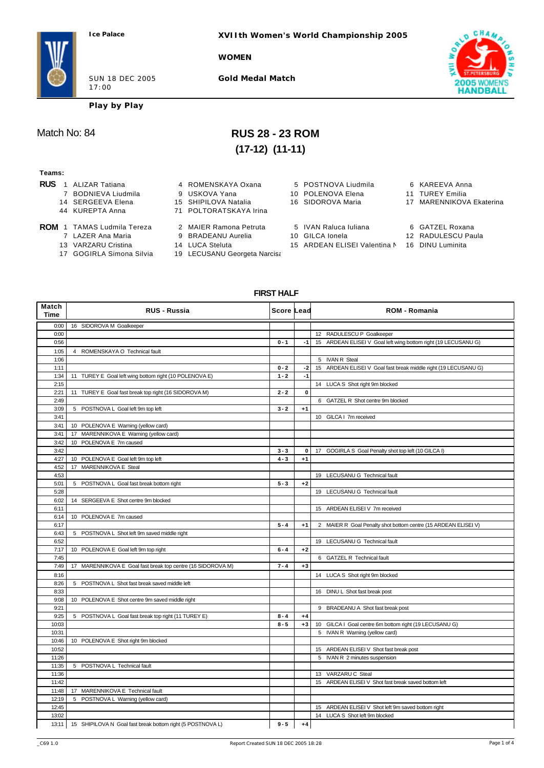Ice Palace

**XVIIth Women's World Championship 2005**

**WOMEN**

SUN 18 DEC 2005
17:00

**Gold Medal Match**

**Play by Play**

Match No: 84

# RUS 28 - 23 ROM

## (17-12) (11-11)

**Teams:**

**RUS** 1 ALIZAR Tatiana, 4 ROMENSKAYA Oxana, 5 POSTNOVA Liudmila, 6 KAREEVA Anna, 7 BODNIEVA Liudmila, 9 USKOVA Yana, 10 POLENOVA Elena, 11 TUREY Emilia, 14 SERGEEVA Elena, 15 SHIPILOVA Natalia, 16 SIDOROVA Maria, 17 MARENNIKOVA Ekaterina, 44 KUREPTA Anna, 71 POLTORATSKAYA Irina

**ROM** 1 TAMAS Ludmila Tereza, 2 MAIER Ramona Petruta, 5 IVAN Raluca Iuliana, 6 GATZEL Roxana, 7 LAZER Ana Maria, 9 BRADEANU Aurelia, 10 GILCA Ionela, 12 RADULESCU Paula, 13 VARZARU Cristina, 14 LUCA Steluta, 15 ARDEAN ELISEI Valentina M, 16 DINU Luminita, 17 GOGIRLA Simona Silvia, 19 LECUSANU Georgeta Narcisa

### FIRST HALF

| Match Time | RUS - Russia | Score | Lead | ROM - Romania |
|---|---|---|---|---|
| 0:00 | 16 SIDOROVA M Goalkeeper | | | |
| 0:00 | | | | 12 RADULESCU P Goalkeeper |
| 0:56 | | 0 - 1 | -1 | 15 ARDEAN ELISEI V Goal left wing bottom right (19 LECUSANU G) |
| 1:05 | 4 ROMENSKAYA O Technical fault | | | |
| 1:06 | | | | 5 IVAN R Steal |
| 1:11 | | 0 - 2 | -2 | 15 ARDEAN ELISEI V Goal fast break middle right (19 LECUSANU G) |
| 1:34 | 11 TUREY E Goal left wing bottom right (10 POLENOVA E) | 1 - 2 | -1 | |
| 2:15 | | | | 14 LUCA S Shot right 9m blocked |
| 2:21 | 11 TUREY E Goal fast break top right (16 SIDOROVA M) | 2 - 2 | 0 | |
| 2:49 | | | | 6 GATZEL R Shot centre 9m blocked |
| 3:09 | 5 POSTNOVA L Goal left 9m top left | 3 - 2 | +1 | |
| 3:41 | | | | 10 GILCA I 7m received |
| 3:41 | 10 POLENOVA E Warning (yellow card) | | | |
| 3:41 | 17 MARENNIKOVA E Warning (yellow card) | | | |
| 3:42 | 10 POLENOVA E 7m caused | | | |
| 3:42 | | 3 - 3 | 0 | 17 GOGIRLA S Goal Penalty shot top left (10 GILCA I) |
| 4:27 | 10 POLENOVA E Goal left 9m top left | 4 - 3 | +1 | |
| 4:52 | 17 MARENNIKOVA E Steal | | | |
| 4:53 | | | | 19 LECUSANU G Technical fault |
| 5:01 | 5 POSTNOVA L Goal fast break bottom right | 5 - 3 | +2 | |
| 5:28 | | | | 19 LECUSANU G Technical fault |
| 6:02 | 14 SERGEEVA E Shot centre 9m blocked | | | |
| 6:11 | | | | 15 ARDEAN ELISEI V 7m received |
| 6:14 | 10 POLENOVA E 7m caused | | | |
| 6:17 | | 5 - 4 | +1 | 2 MAIER R Goal Penalty shot bottom centre (15 ARDEAN ELISEI V) |
| 6:43 | 5 POSTNOVA L Shot left 9m saved middle right | | | |
| 6:52 | | | | 19 LECUSANU G Technical fault |
| 7:17 | 10 POLENOVA E Goal left 9m top right | 6 - 4 | +2 | |
| 7:45 | | | | 6 GATZEL R Technical fault |
| 7:49 | 17 MARENNIKOVA E Goal fast break top centre (16 SIDOROVA M) | 7 - 4 | +3 | |
| 8:16 | | | | 14 LUCA S Shot right 9m blocked |
| 8:26 | 5 POSTNOVA L Shot fast break saved middle left | | | |
| 8:33 | | | | 16 DINU L Shot fast break post |
| 9:08 | 10 POLENOVA E Shot centre 9m saved middle right | | | |
| 9:21 | | | | 9 BRADEANU A Shot fast break post |
| 9:25 | 5 POSTNOVA L Goal fast break top right (11 TUREY E) | 8 - 4 | +4 | |
| 10:03 | | 8 - 5 | +3 | 10 GILCA I Goal centre 6m bottom right (19 LECUSANU G) |
| 10:31 | | | | 5 IVAN R Warning (yellow card) |
| 10:46 | 10 POLENOVA E Shot right 9m blocked | | | |
| 10:52 | | | | 15 ARDEAN ELISEI V Shot fast break post |
| 11:26 | | | | 5 IVAN R 2 minutes suspension |
| 11:35 | 5 POSTNOVA L Technical fault | | | |
| 11:36 | | | | 13 VARZARU C Steal |
| 11:42 | | | | 15 ARDEAN ELISEI V Shot fast break saved bottom left |
| 11:48 | 17 MARENNIKOVA E Technical fault | | | |
| 12:19 | 5 POSTNOVA L Warning (yellow card) | | | |
| 12:45 | | | | 15 ARDEAN ELISEI V Shot left 9m saved bottom right |
| 13:02 | | | | 14 LUCA S Shot left 9m blocked |
| 13:11 | 15 SHIPILOVA N Goal fast break bottom right (5 POSTNOVA L) | 9 - 5 | +4 | |

_C69 1.0 Report Created SUN 18 DEC 2005 18:28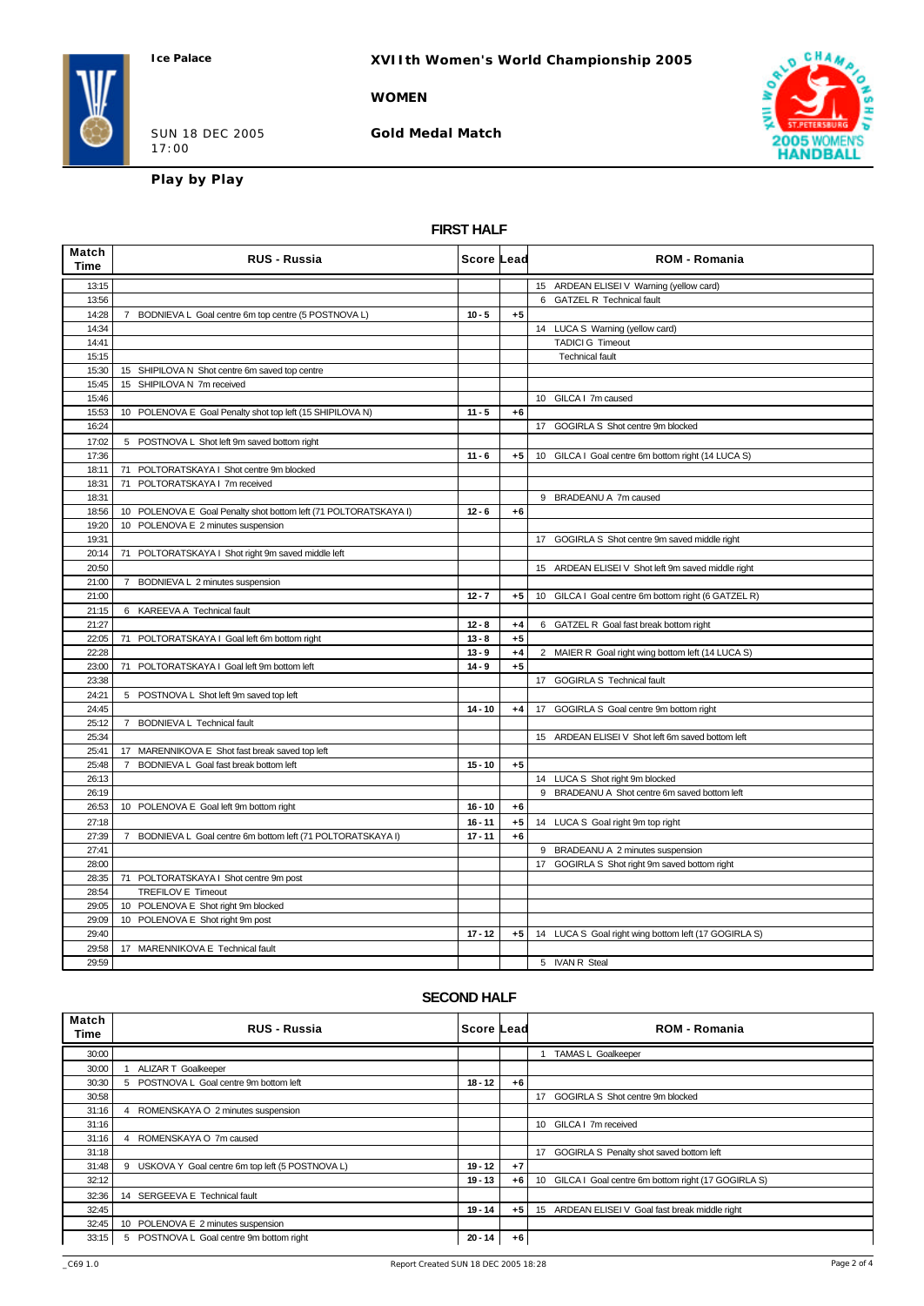Ice Palace

# XVIIth Women's World Championship 2005

**WOMEN**

SUN 18 DEC 2005
17:00

**Gold Medal Match**

**Play by Play**

## FIRST HALF

| Match Time | RUS - Russia | Score | Lead | ROM - Romania |
|---|---|---|---|---|
| 13:15 | | | | 15 ARDEAN ELISEI V Warning (yellow card) |
| 13:56 | | | | 6 GATZEL R Technical fault |
| 14:28 | 7 BODNIEVA L Goal centre 6m top centre (5 POSTNOVA L) | 10 - 5 | +5 | |
| 14:34 | | | | 14 LUCA S Warning (yellow card) |
| 14:41 | | | | TADICI G Timeout |
| 15:15 | | | | Technical fault |
| 15:30 | 15 SHIPILOVA N Shot centre 6m saved top centre | | | |
| 15:45 | 15 SHIPILOVA N 7m received | | | |
| 15:46 | | | | 10 GILCA I 7m caused |
| 15:53 | 10 POLENOVA E Goal Penalty shot top left (15 SHIPILOVA N) | 11 - 5 | +6 | |
| 16:24 | | | | 17 GOGIRLA S Shot centre 9m blocked |
| 17:02 | 5 POSTNOVA L Shot left 9m saved bottom right | | | |
| 17:36 | | 11 - 6 | +5 | 10 GILCA I Goal centre 6m bottom right (14 LUCA S) |
| 18:11 | 71 POLTORATSKAYA I Shot centre 9m blocked | | | |
| 18:31 | 71 POLTORATSKAYA I 7m received | | | |
| 18:31 | | | | 9 BRADEANU A 7m caused |
| 18:56 | 10 POLENOVA E Goal Penalty shot bottom left (71 POLTORATSKAYA I) | 12 - 6 | +6 | |
| 19:20 | 10 POLENOVA E 2 minutes suspension | | | |
| 19:31 | | | | 17 GOGIRLA S Shot centre 9m saved middle right |
| 20:14 | 71 POLTORATSKAYA I Shot right 9m saved middle left | | | |
| 20:50 | | | | 15 ARDEAN ELISEI V Shot left 9m saved middle right |
| 21:00 | 7 BODNIEVA L 2 minutes suspension | | | |
| 21:00 | | 12 - 7 | +5 | 10 GILCA I Goal centre 6m bottom right (6 GATZEL R) |
| 21:15 | 6 KAREEVA A Technical fault | | | |
| 21:27 | | 12 - 8 | +4 | 6 GATZEL R Goal fast break bottom right |
| 22:05 | 71 POLTORATSKAYA I Goal left 6m bottom right | 13 - 8 | +5 | |
| 22:28 | | 13 - 9 | +4 | 2 MAIER R Goal right wing bottom left (14 LUCA S) |
| 23:00 | 71 POLTORATSKAYA I Goal left 9m bottom left | 14 - 9 | +5 | |
| 23:38 | | | | 17 GOGIRLA S Technical fault |
| 24:21 | 5 POSTNOVA L Shot left 9m saved top left | | | |
| 24:45 | | 14 - 10 | +4 | 17 GOGIRLA S Goal centre 9m bottom right |
| 25:12 | 7 BODNIEVA L Technical fault | | | |
| 25:34 | | | | 15 ARDEAN ELISEI V Shot left 6m saved bottom left |
| 25:41 | 17 MARENNIKOVA E Shot fast break saved top left | | | |
| 25:48 | 7 BODNIEVA L Goal fast break bottom left | 15 - 10 | +5 | |
| 26:13 | | | | 14 LUCA S Shot right 9m blocked |
| 26:19 | | | | 9 BRADEANU A Shot centre 6m saved bottom left |
| 26:53 | 10 POLENOVA E Goal left 9m bottom right | 16 - 10 | +6 | |
| 27:18 | | 16 - 11 | +5 | 14 LUCA S Goal right 9m top right |
| 27:39 | 7 BODNIEVA L Goal centre 6m bottom left (71 POLTORATSKAYA I) | 17 - 11 | +6 | |
| 27:41 | | | | 9 BRADEANU A 2 minutes suspension |
| 28:00 | | | | 17 GOGIRLA S Shot right 9m saved bottom right |
| 28:35 | 71 POLTORATSKAYA I Shot centre 9m post | | | |
| 28:54 | TREFILOV E Timeout | | | |
| 29:05 | 10 POLENOVA E Shot right 9m blocked | | | |
| 29:09 | 10 POLENOVA E Shot right 9m post | | | |
| 29:40 | | 17 - 12 | +5 | 14 LUCA S Goal right wing bottom left (17 GOGIRLA S) |
| 29:58 | 17 MARENNIKOVA E Technical fault | | | |
| 29:59 | | | | 5 IVAN R Steal |

## SECOND HALF

| Match Time | RUS - Russia | Score | Lead | ROM - Romania |
|---|---|---|---|---|
| 30:00 | | | | 1 TAMAS L Goalkeeper |
| 30:00 | 1 ALIZAR T Goalkeeper | | | |
| 30:30 | 5 POSTNOVA L Goal centre 9m bottom left | 18 - 12 | +6 | |
| 30:58 | | | | 17 GOGIRLA S Shot centre 9m blocked |
| 31:16 | 4 ROMENSKAYA O 2 minutes suspension | | | |
| 31:16 | | | | 10 GILCA I 7m received |
| 31:16 | 4 ROMENSKAYA O 7m caused | | | |
| 31:18 | | | | 17 GOGIRLA S Penalty shot saved bottom left |
| 31:48 | 9 USKOVA Y Goal centre 6m top left (5 POSTNOVA L) | 19 - 12 | +7 | |
| 32:12 | | 19 - 13 | +6 | 10 GILCA I Goal centre 6m bottom right (17 GOGIRLA S) |
| 32:36 | 14 SERGEEVA E Technical fault | | | |
| 32:45 | | 19 - 14 | +5 | 15 ARDEAN ELISEI V Goal fast break middle right |
| 32:45 | 10 POLENOVA E 2 minutes suspension | | | |
| 33:15 | 5 POSTNOVA L Goal centre 9m bottom right | 20 - 14 | +6 | |

_C69 1.0 Report Created SUN 18 DEC 2005 18:28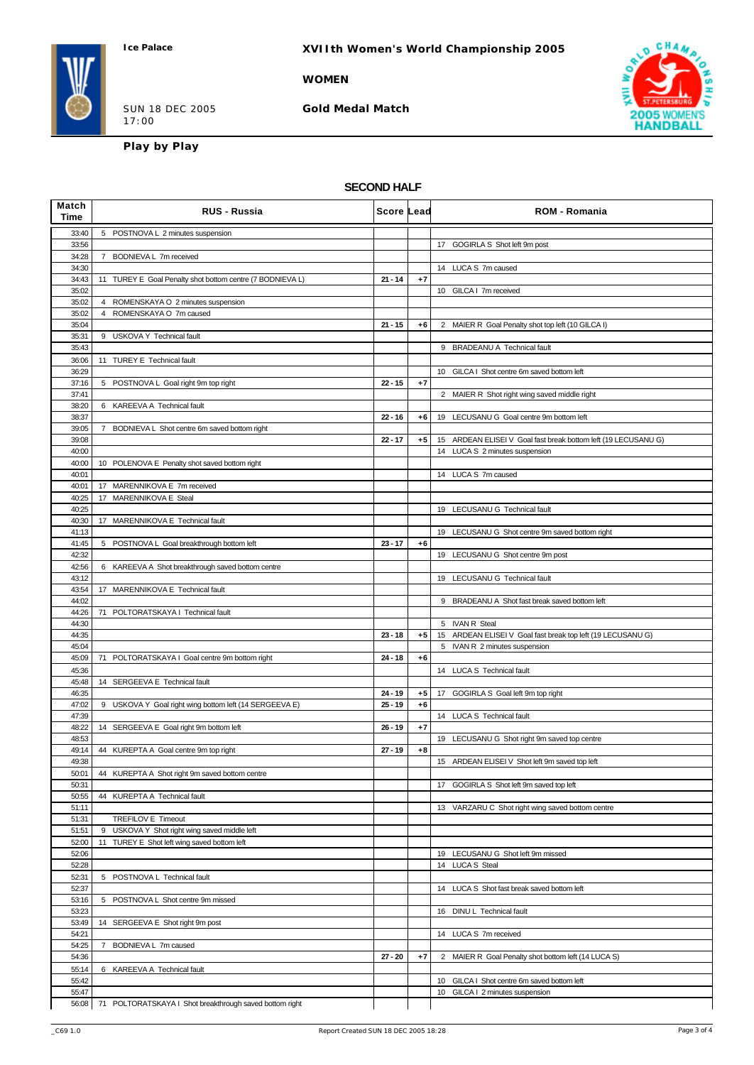**Ice Palace**

**XVIIth Women's World Championship 2005**

**WOMEN**

SUN 18 DEC 2005
17:00

**Gold Medal Match**

**Play by Play**

## SECOND HALF

| Match Time | RUS - Russia | Score | Lead | ROM - Romania |
|---|---|---|---|---|
| 33:40 | 5 POSTNOVA L 2 minutes suspension | | | |
| 33:56 | | | | 17 GOGIRLA S Shot left 9m post |
| 34:28 | 7 BODNIEVA L 7m received | | | |
| 34:30 | | | | 14 LUCA S 7m caused |
| 34:43 | 11 TUREY E Goal Penalty shot bottom centre (7 BODNIEVA L) | 21 - 14 | +7 | |
| 35:02 | | | | 10 GILCA I 7m received |
| 35:02 | 4 ROMENSKAYA O 2 minutes suspension | | | |
| 35:02 | 4 ROMENSKAYA O 7m caused | | | |
| 35:04 | | 21 - 15 | +6 | 2 MAIER R Goal Penalty shot top left (10 GILCA I) |
| 35:31 | 9 USKOVA Y Technical fault | | | |
| 35:43 | | | | 9 BRADEANU A Technical fault |
| 36:06 | 11 TUREY E Technical fault | | | |
| 36:29 | | | | 10 GILCA I Shot centre 6m saved bottom left |
| 37:16 | 5 POSTNOVA L Goal right 9m top right | 22 - 15 | +7 | |
| 37:41 | | | | 2 MAIER R Shot right wing saved middle right |
| 38:20 | 6 KAREEVA A Technical fault | | | |
| 38:37 | | 22 - 16 | +6 | 19 LECUSANU G Goal centre 9m bottom left |
| 39:05 | 7 BODNIEVA L Shot centre 6m saved bottom right | | | |
| 39:08 | | 22 - 17 | +5 | 15 ARDEAN ELISEI V Goal fast break bottom left (19 LECUSANU G) |
| 40:00 | | | | 14 LUCA S 2 minutes suspension |
| 40:00 | 10 POLENOVA E Penalty shot saved bottom right | | | |
| 40:01 | | | | 14 LUCA S 7m caused |
| 40:01 | 17 MARENNIKOVA E 7m received | | | |
| 40:25 | 17 MARENNIKOVA E Steal | | | |
| 40:25 | | | | 19 LECUSANU G Technical fault |
| 40:30 | 17 MARENNIKOVA E Technical fault | | | |
| 41:13 | | | | 19 LECUSANU G Shot centre 9m saved bottom right |
| 41:45 | 5 POSTNOVA L Goal breakthrough bottom left | 23 - 17 | +6 | |
| 42:32 | | | | 19 LECUSANU G Shot centre 9m post |
| 42:56 | 6 KAREEVA A Shot breakthrough saved bottom centre | | | |
| 43:12 | | | | 19 LECUSANU G Technical fault |
| 43:54 | 17 MARENNIKOVA E Technical fault | | | |
| 44:02 | | | | 9 BRADEANU A Shot fast break saved bottom left |
| 44:26 | 71 POLTORATSKAYA I Technical fault | | | |
| 44:30 | | | | 5 IVAN R Steal |
| 44:35 | | 23 - 18 | +5 | 15 ARDEAN ELISEI V Goal fast break top left (19 LECUSANU G) |
| 45:04 | | | | 5 IVAN R 2 minutes suspension |
| 45:09 | 71 POLTORATSKAYA I Goal centre 9m bottom right | 24 - 18 | +6 | |
| 45:36 | | | | 14 LUCA S Technical fault |
| 45:48 | 14 SERGEEVA E Technical fault | | | |
| 46:35 | | 24 - 19 | +5 | 17 GOGIRLA S Goal left 9m top right |
| 47:02 | 9 USKOVA Y Goal right wing bottom left (14 SERGEEVA E) | 25 - 19 | +6 | |
| 47:39 | | | | 14 LUCA S Technical fault |
| 48:22 | 14 SERGEEVA E Goal right 9m bottom left | 26 - 19 | +7 | |
| 48:53 | | | | 19 LECUSANU G Shot right 9m saved top centre |
| 49:14 | 44 KUREPTA A Goal centre 9m top right | 27 - 19 | +8 | |
| 49:38 | | | | 15 ARDEAN ELISEI V Shot left 9m saved top left |
| 50:01 | 44 KUREPTA A Shot right 9m saved bottom centre | | | |
| 50:31 | | | | 17 GOGIRLA S Shot left 9m saved top left |
| 50:55 | 44 KUREPTA A Technical fault | | | |
| 51:11 | | | | 13 VARZARU C Shot right wing saved bottom centre |
| 51:31 | TREFILOV E Timeout | | | |
| 51:51 | 9 USKOVA Y Shot right wing saved middle left | | | |
| 52:00 | 11 TUREY E Shot left wing saved bottom left | | | |
| 52:06 | | | | 19 LECUSANU G Shot left 9m missed |
| 52:28 | | | | 14 LUCA S Steal |
| 52:31 | 5 POSTNOVA L Technical fault | | | |
| 52:37 | | | | 14 LUCA S Shot fast break saved bottom left |
| 53:16 | 5 POSTNOVA L Shot centre 9m missed | | | |
| 53:23 | | | | 16 DINU L Technical fault |
| 53:49 | 14 SERGEEVA E Shot right 9m post | | | |
| 54:21 | | | | 14 LUCA S 7m received |
| 54:25 | 7 BODNIEVA L 7m caused | | | |
| 54:36 | | 27 - 20 | +7 | 2 MAIER R Goal Penalty shot bottom left (14 LUCA S) |
| 55:14 | 6 KAREEVA A Technical fault | | | |
| 55:42 | | | | 10 GILCA I Shot centre 6m saved bottom left |
| 55:47 | | | | 10 GILCA I 2 minutes suspension |
| 56:08 | 71 POLTORATSKAYA I Shot breakthrough saved bottom right | | | |

_C69 1.0 Report Created SUN 18 DEC 2005 18:28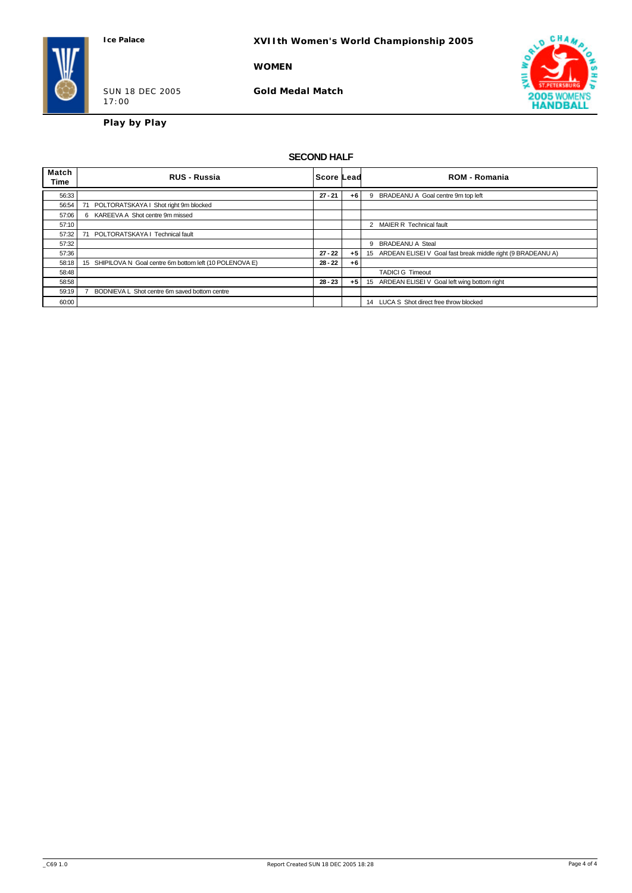Ice Palace

XVIIth Women's World Championship 2005

WOMEN

SUN 18 DEC 2005
17:00

Gold Medal Match

Play by Play

## SECOND HALF

| Match Time | RUS - Russia | Score | Lead | ROM - Romania |
|---|---|---|---|---|
| 56:33 | | 27 - 21 | +6 | 9 BRADEANU A Goal centre 9m top left |
| 56:54 | 71 POLTORATSKAYA I Shot right 9m blocked | | | |
| 57:06 | 6 KAREEVA A Shot centre 9m missed | | | |
| 57:10 | | | | 2 MAIER R Technical fault |
| 57:32 | 71 POLTORATSKAYA I Technical fault | | | |
| 57:32 | | | | 9 BRADEANU A Steal |
| 57:36 | | 27 - 22 | +5 | 15 ARDEAN ELISEI V Goal fast break middle right (9 BRADEANU A) |
| 58:18 | 15 SHIPILOVA N Goal centre 6m bottom left (10 POLENOVA E) | 28 - 22 | +6 | |
| 58:48 | | | | TADICI G Timeout |
| 58:58 | | 28 - 23 | +5 | 15 ARDEAN ELISEI V Goal left wing bottom right |
| 59:19 | 7 BODNIEVA L Shot centre 6m saved bottom centre | | | |
| 60:00 | | | | 14 LUCA S Shot direct free throw blocked |

_C69 1.0 Report Created SUN 18 DEC 2005 18:28